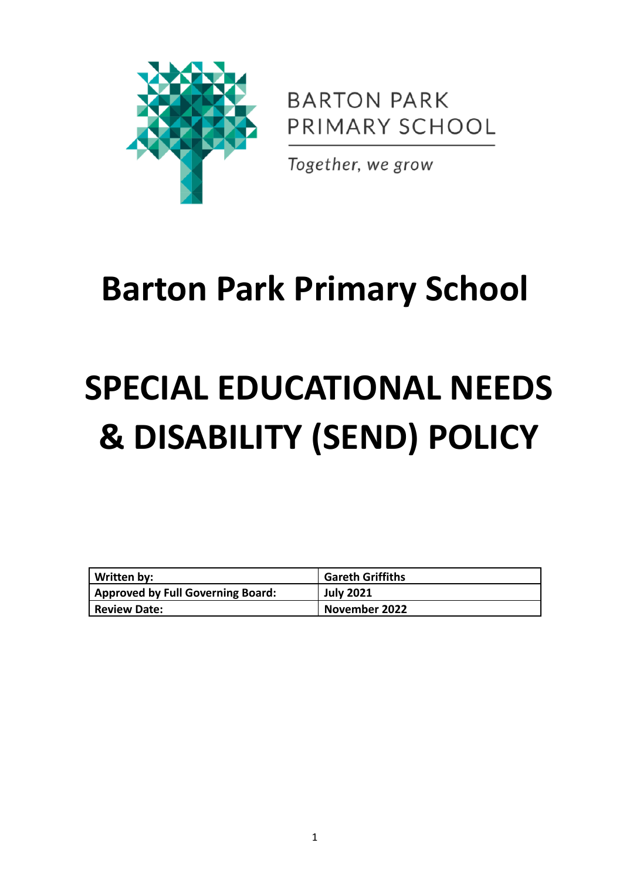BARTON PARK
PRIMARY SCHOOL

*Together, we grow*

# Barton Park Primary School

# SPECIAL EDUCATIONAL NEEDS & DISABILITY (SEND) POLICY

| **Written by:** | **Gareth Griffiths** |
|---|---|
| **Approved by Full Governing Board:** | **July 2021** |
| **Review Date:** | **November 2022** |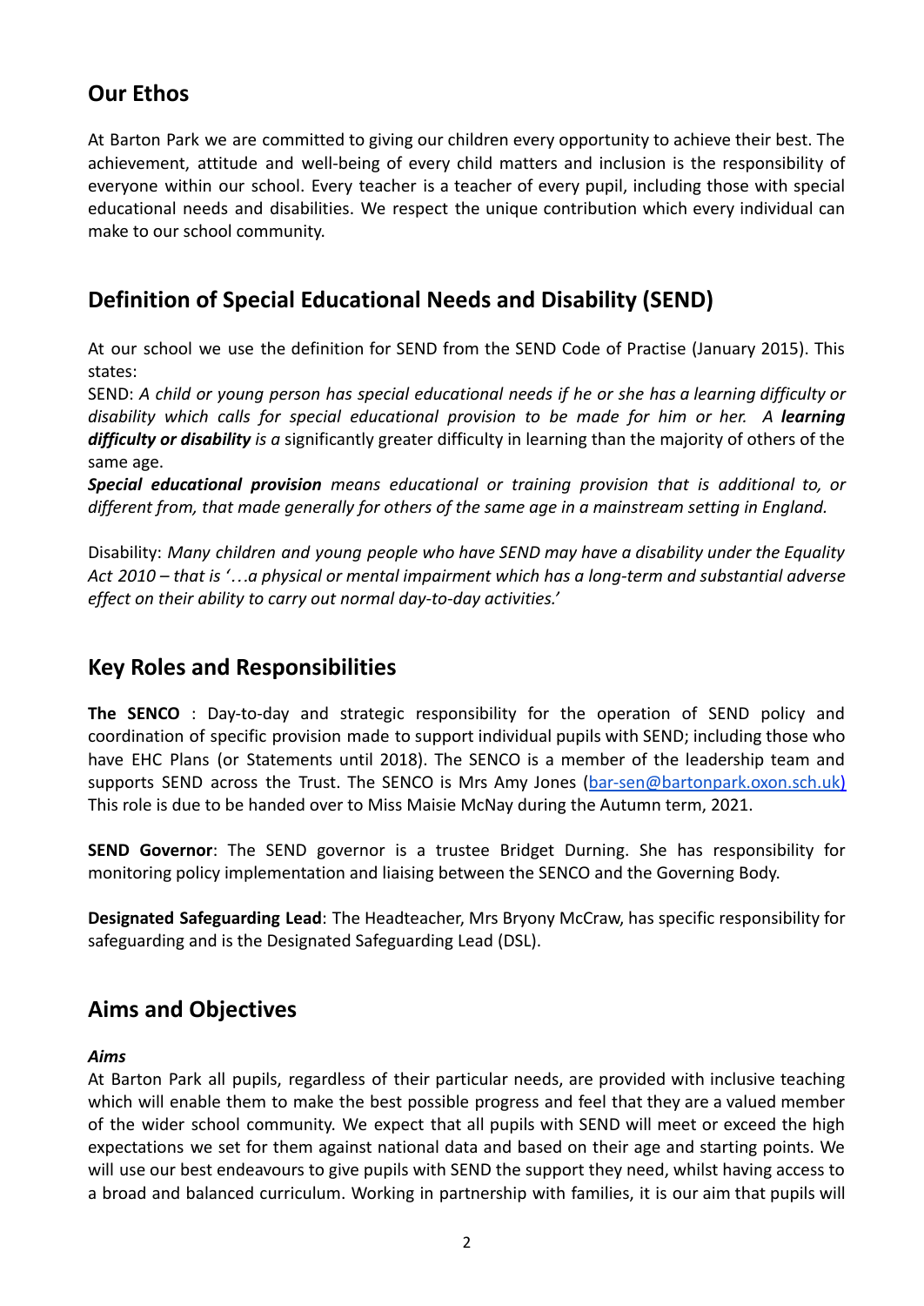## Our Ethos

At Barton Park we are committed to giving our children every opportunity to achieve their best. The achievement, attitude and well-being of every child matters and inclusion is the responsibility of everyone within our school. Every teacher is a teacher of every pupil, including those with special educational needs and disabilities. We respect the unique contribution which every individual can make to our school community.

## Definition of Special Educational Needs and Disability (SEND)

At our school we use the definition for SEND from the SEND Code of Practise (January 2015). This states:

SEND: *A child or young person has special educational needs if he or she has a learning difficulty or disability which calls for special educational provision to be made for him or her. A **learning difficulty or disability** is a* significantly greater difficulty in learning than the majority of others of the same age.

***Special educational provision** means educational or training provision that is additional to, or different from, that made generally for others of the same age in a mainstream setting in England.*

Disability: *Many children and young people who have SEND may have a disability under the Equality Act 2010 – that is '…a physical or mental impairment which has a long-term and substantial adverse effect on their ability to carry out normal day-to-day activities.'*

## Key Roles and Responsibilities

**The SENCO** : Day-to-day and strategic responsibility for the operation of SEND policy and coordination of specific provision made to support individual pupils with SEND; including those who have EHC Plans (or Statements until 2018). The SENCO is a member of the leadership team and supports SEND across the Trust. The SENCO is Mrs Amy Jones (bar-sen@bartonpark.oxon.sch.uk) This role is due to be handed over to Miss Maisie McNay during the Autumn term, 2021.

**SEND Governor**: The SEND governor is a trustee Bridget Durning. She has responsibility for monitoring policy implementation and liaising between the SENCO and the Governing Body.

**Designated Safeguarding Lead**: The Headteacher, Mrs Bryony McCraw, has specific responsibility for safeguarding and is the Designated Safeguarding Lead (DSL).

## Aims and Objectives

***Aims***

At Barton Park all pupils, regardless of their particular needs, are provided with inclusive teaching which will enable them to make the best possible progress and feel that they are a valued member of the wider school community. We expect that all pupils with SEND will meet or exceed the high expectations we set for them against national data and based on their age and starting points. We will use our best endeavours to give pupils with SEND the support they need, whilst having access to a broad and balanced curriculum. Working in partnership with families, it is our aim that pupils will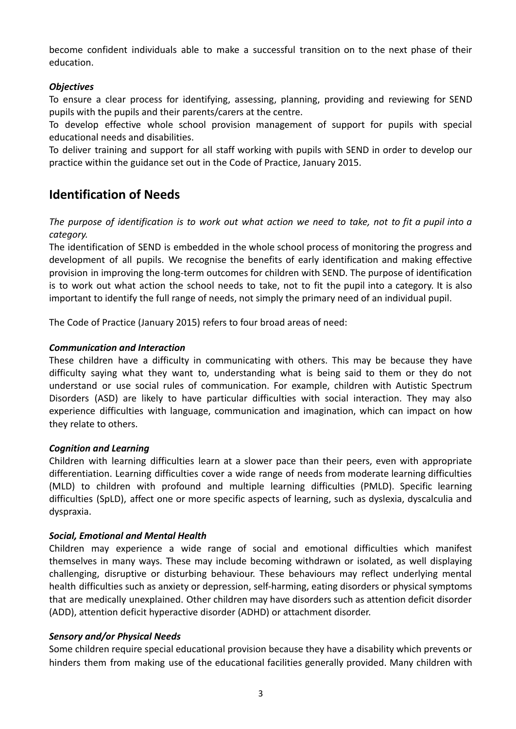become confident individuals able to make a successful transition on to the next phase of their education.

***Objectives***

To ensure a clear process for identifying, assessing, planning, providing and reviewing for SEND pupils with the pupils and their parents/carers at the centre.

To develop effective whole school provision management of support for pupils with special educational needs and disabilities.

To deliver training and support for all staff working with pupils with SEND in order to develop our practice within the guidance set out in the Code of Practice, January 2015.

## Identification of Needs

*The purpose of identification is to work out what action we need to take, not to fit a pupil into a category.*

The identification of SEND is embedded in the whole school process of monitoring the progress and development of all pupils. We recognise the benefits of early identification and making effective provision in improving the long-term outcomes for children with SEND. The purpose of identification is to work out what action the school needs to take, not to fit the pupil into a category. It is also important to identify the full range of needs, not simply the primary need of an individual pupil.

The Code of Practice (January 2015) refers to four broad areas of need:

***Communication and Interaction***

These children have a difficulty in communicating with others. This may be because they have difficulty saying what they want to, understanding what is being said to them or they do not understand or use social rules of communication. For example, children with Autistic Spectrum Disorders (ASD) are likely to have particular difficulties with social interaction. They may also experience difficulties with language, communication and imagination, which can impact on how they relate to others.

***Cognition and Learning***

Children with learning difficulties learn at a slower pace than their peers, even with appropriate differentiation. Learning difficulties cover a wide range of needs from moderate learning difficulties (MLD) to children with profound and multiple learning difficulties (PMLD). Specific learning difficulties (SpLD), affect one or more specific aspects of learning, such as dyslexia, dyscalculia and dyspraxia.

***Social, Emotional and Mental Health***

Children may experience a wide range of social and emotional difficulties which manifest themselves in many ways. These may include becoming withdrawn or isolated, as well displaying challenging, disruptive or disturbing behaviour. These behaviours may reflect underlying mental health difficulties such as anxiety or depression, self-harming, eating disorders or physical symptoms that are medically unexplained. Other children may have disorders such as attention deficit disorder (ADD), attention deficit hyperactive disorder (ADHD) or attachment disorder.

***Sensory and/or Physical Needs***

Some children require special educational provision because they have a disability which prevents or hinders them from making use of the educational facilities generally provided. Many children with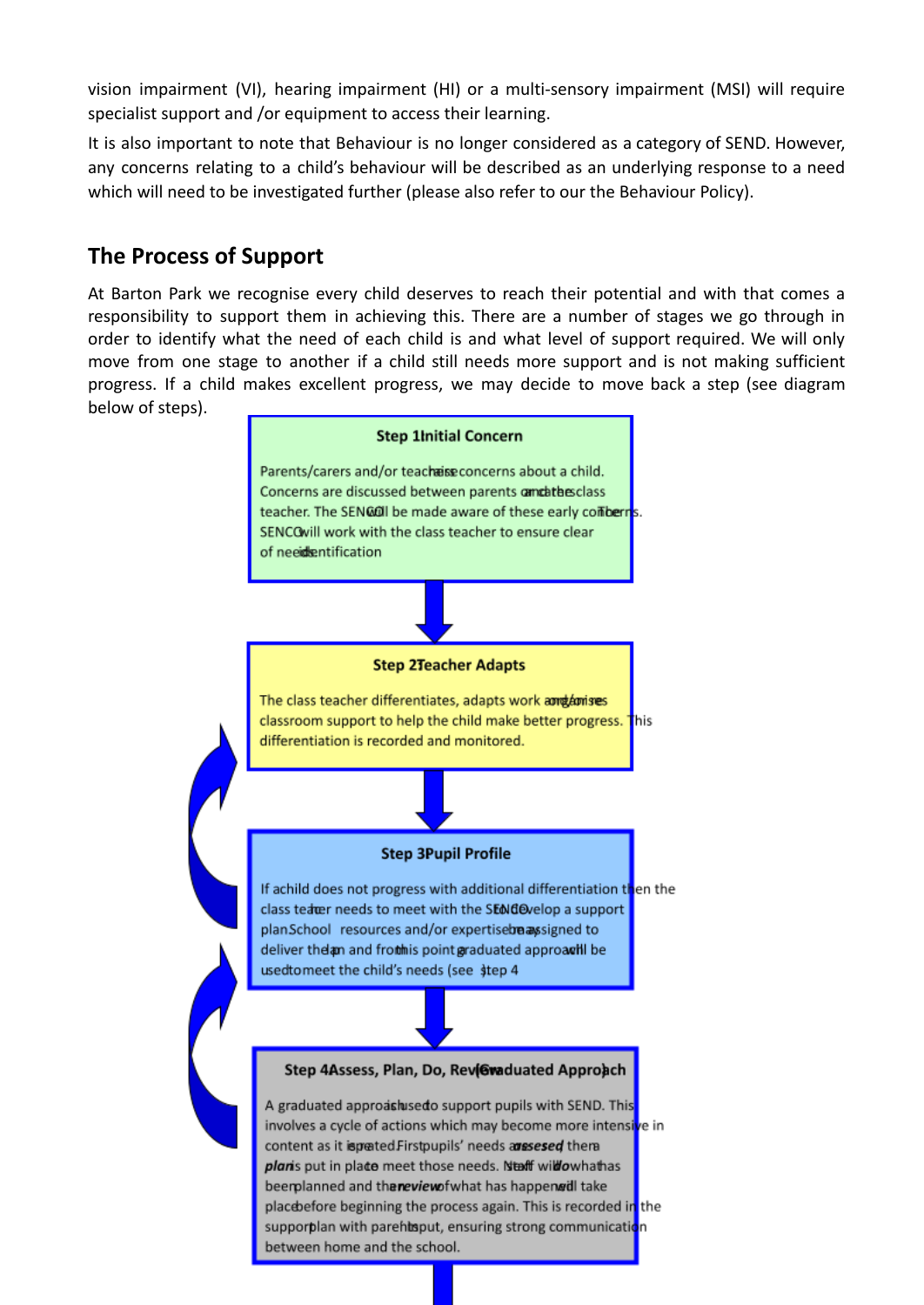vision impairment (VI), hearing impairment (HI) or a multi-sensory impairment (MSI) will require specialist support and /or equipment to access their learning.

It is also important to note that Behaviour is no longer considered as a category of SEND. However, any concerns relating to a child's behaviour will be described as an underlying response to a need which will need to be investigated further (please also refer to our the Behaviour Policy).

## The Process of Support

At Barton Park we recognise every child deserves to reach their potential and with that comes a responsibility to support them in achieving this. There are a number of stages we go through in order to identify what the need of each child is and what level of support required. We will only move from one stage to another if a child still needs more support and is not making sufficient progress. If a child makes excellent progress, we may decide to move back a step (see diagram below of steps).

**Step 1 Initial Concern**

Parents/carers and/or teachers raise concerns about a child. Concerns are discussed between parents and/or the class teacher. The SENCO will be made aware of these early concerns. The SENCO will work with the class teacher to ensure clear identification of needs.

**Step 2 Teacher Adapts**

The class teacher differentiates, adapts work and/or organises classroom support to help the child make better progress. This differentiation is recorded and monitored.

**Step 3 Pupil Profile**

If a child does not progress with additional differentiation then the class teacher needs to meet with the SENCO to develop a support plan. School resources and/or expertise may be assigned to deliver the plan and from this point a graduated approach will be used to meet the child's needs (see Step 4

**Step 4 Assess, Plan, Do, Review (Graduated Approach)**

A graduated approach is used to support pupils with SEND. This involves a cycle of actions which may become more intensive in content as it is repeated. First pupils' needs are ***assessed***, then a ***plan*** is put in place to meet those needs. Staff will ***do*** what has been planned and then a ***review*** of what has happened will take place before beginning the process again. This is recorded in the support plan with parent input, ensuring strong communication between home and the school.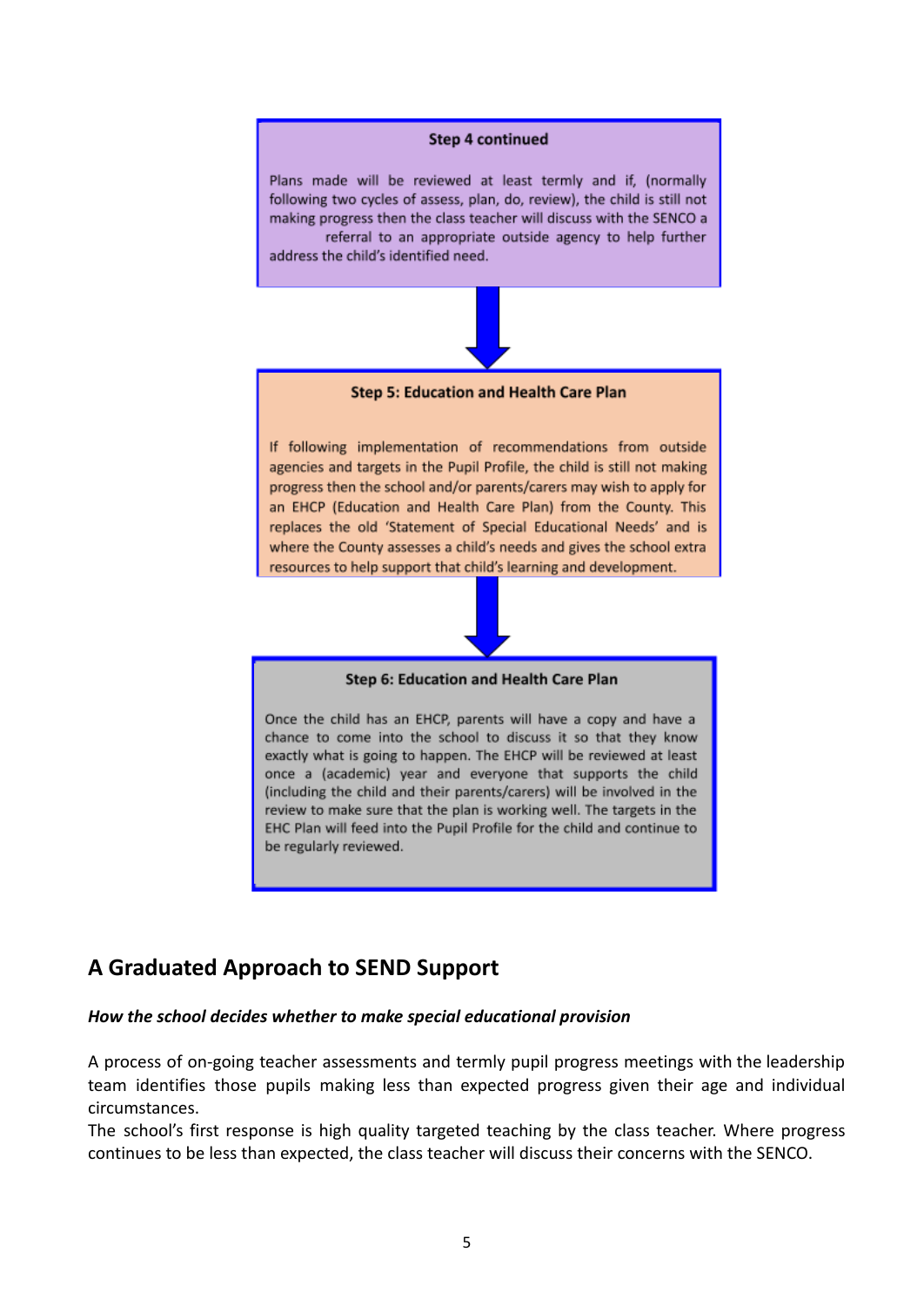**Step 4 continued**

Plans made will be reviewed at least termly and if, (normally following two cycles of assess, plan, do, review), the child is still not making progress then the class teacher will discuss with the SENCO a referral to an appropriate outside agency to help further address the child's identified need.

**Step 5: Education and Health Care Plan**

If following implementation of recommendations from outside agencies and targets in the Pupil Profile, the child is still not making progress then the school and/or parents/carers may wish to apply for an EHCP (Education and Health Care Plan) from the County. This replaces the old 'Statement of Special Educational Needs' and is where the County assesses a child's needs and gives the school extra resources to help support that child's learning and development.

**Step 6: Education and Health Care Plan**

Once the child has an EHCP, parents will have a copy and have a chance to come into the school to discuss it so that they know exactly what is going to happen. The EHCP will be reviewed at least once a (academic) year and everyone that supports the child (including the child and their parents/carers) will be involved in the review to make sure that the plan is working well. The targets in the EHC Plan will feed into the Pupil Profile for the child and continue to be regularly reviewed.

## A Graduated Approach to SEND Support

***How the school decides whether to make special educational provision***

A process of on-going teacher assessments and termly pupil progress meetings with the leadership team identifies those pupils making less than expected progress given their age and individual circumstances.

The school's first response is high quality targeted teaching by the class teacher. Where progress continues to be less than expected, the class teacher will discuss their concerns with the SENCO.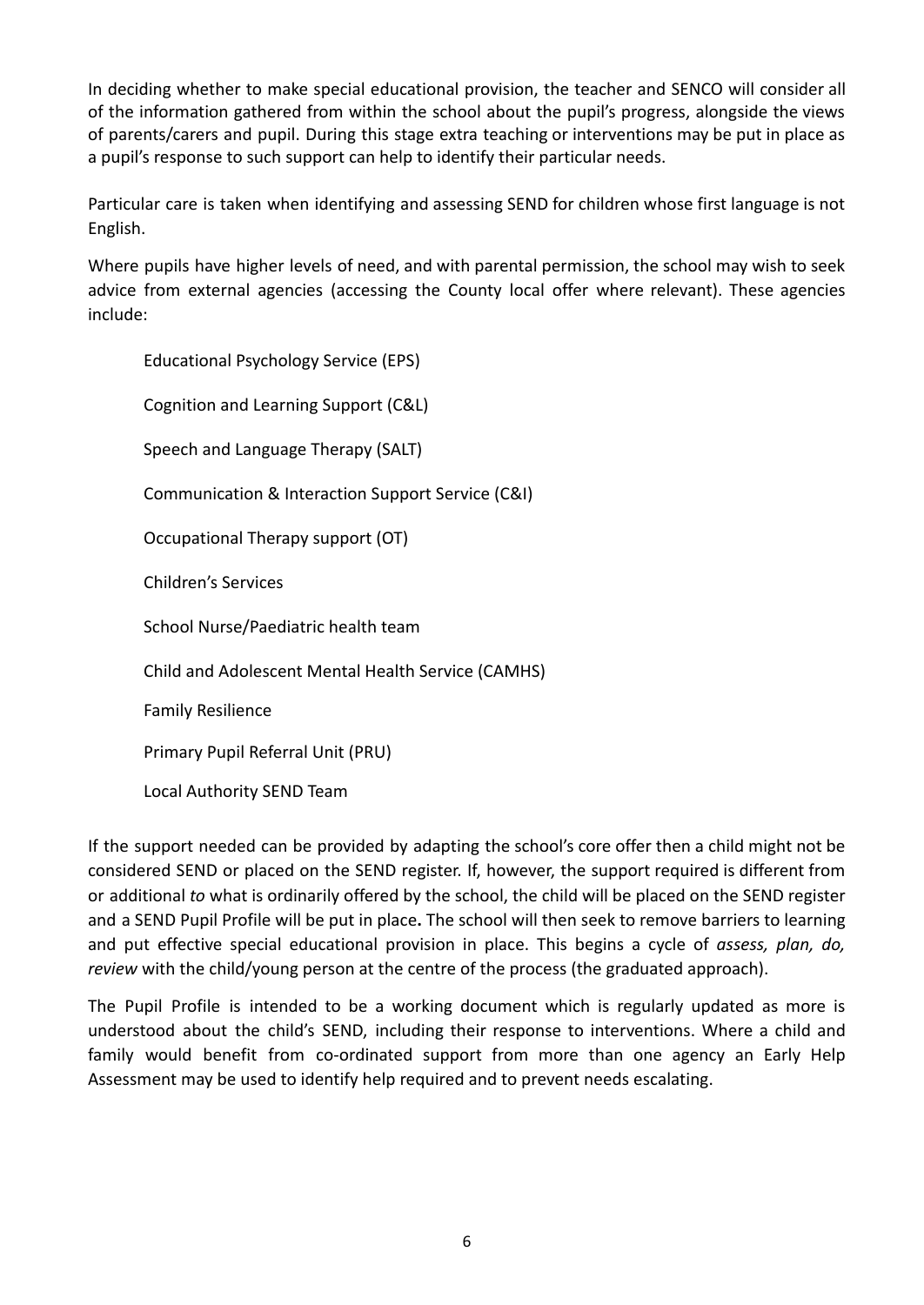In deciding whether to make special educational provision, the teacher and SENCO will consider all of the information gathered from within the school about the pupil's progress, alongside the views of parents/carers and pupil. During this stage extra teaching or interventions may be put in place as a pupil's response to such support can help to identify their particular needs.

Particular care is taken when identifying and assessing SEND for children whose first language is not English.

Where pupils have higher levels of need, and with parental permission, the school may wish to seek advice from external agencies (accessing the County local offer where relevant). These agencies include:

- Educational Psychology Service (EPS)
- Cognition and Learning Support (C&L)
- Speech and Language Therapy (SALT)
- Communication & Interaction Support Service (C&I)
- Occupational Therapy support (OT)
- Children's Services
- School Nurse/Paediatric health team
- Child and Adolescent Mental Health Service (CAMHS)
- Family Resilience
- Primary Pupil Referral Unit (PRU)
- Local Authority SEND Team

If the support needed can be provided by adapting the school's core offer then a child might not be considered SEND or placed on the SEND register. If, however, the support required is different from or additional *to* what is ordinarily offered by the school, the child will be placed on the SEND register and a SEND Pupil Profile will be put in place**.** The school will then seek to remove barriers to learning and put effective special educational provision in place. This begins a cycle of *assess, plan, do, review* with the child/young person at the centre of the process (the graduated approach).

The Pupil Profile is intended to be a working document which is regularly updated as more is understood about the child's SEND, including their response to interventions. Where a child and family would benefit from co-ordinated support from more than one agency an Early Help Assessment may be used to identify help required and to prevent needs escalating.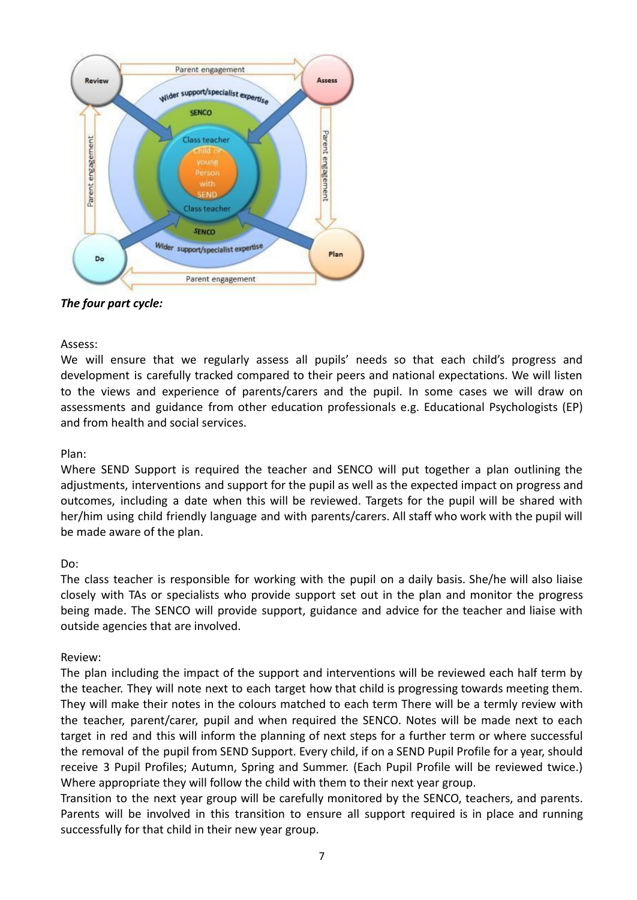*The four part cycle:*

Assess:
We will ensure that we regularly assess all pupils' needs so that each child's progress and development is carefully tracked compared to their peers and national expectations. We will listen to the views and experience of parents/carers and the pupil. In some cases we will draw on assessments and guidance from other education professionals e.g. Educational Psychologists (EP) and from health and social services.

Plan:
Where SEND Support is required the teacher and SENCO will put together a plan outlining the adjustments, interventions and support for the pupil as well as the expected impact on progress and outcomes, including a date when this will be reviewed. Targets for the pupil will be shared with her/him using child friendly language and with parents/carers. All staff who work with the pupil will be made aware of the plan.

Do:
The class teacher is responsible for working with the pupil on a daily basis. She/he will also liaise closely with TAs or specialists who provide support set out in the plan and monitor the progress being made. The SENCO will provide support, guidance and advice for the teacher and liaise with outside agencies that are involved.

Review:
The plan including the impact of the support and interventions will be reviewed each half term by the teacher. They will note next to each target how that child is progressing towards meeting them. They will make their notes in the colours matched to each term There will be a termly review with the teacher, parent/carer, pupil and when required the SENCO. Notes will be made next to each target in red and this will inform the planning of next steps for a further term or where successful the removal of the pupil from SEND Support. Every child, if on a SEND Pupil Profile for a year, should receive 3 Pupil Profiles; Autumn, Spring and Summer. (Each Pupil Profile will be reviewed twice.) Where appropriate they will follow the child with them to their next year group.
Transition to the next year group will be carefully monitored by the SENCO, teachers, and parents. Parents will be involved in this transition to ensure all support required is in place and running successfully for that child in their new year group.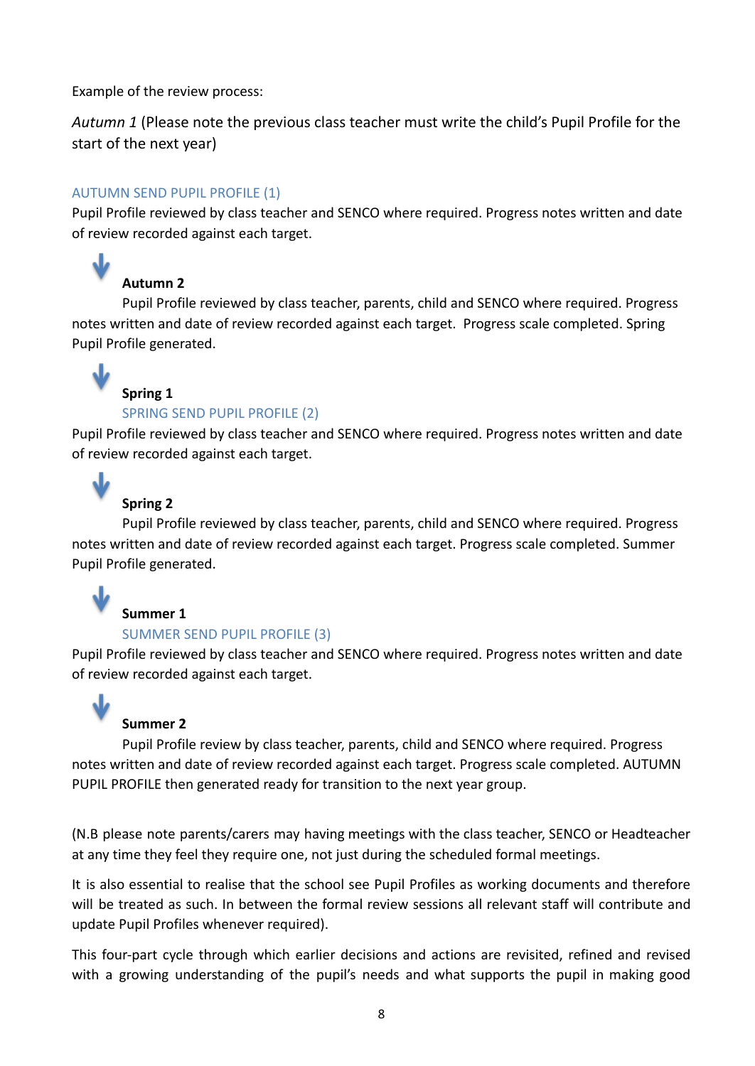Example of the review process:

*Autumn 1* (Please note the previous class teacher must write the child's Pupil Profile for the start of the next year)

AUTUMN SEND PUPIL PROFILE (1)

Pupil Profile reviewed by class teacher and SENCO where required. Progress notes written and date of review recorded against each target.

↓

**Autumn 2**

Pupil Profile reviewed by class teacher, parents, child and SENCO where required. Progress notes written and date of review recorded against each target. Progress scale completed. Spring Pupil Profile generated.

↓

**Spring 1**

SPRING SEND PUPIL PROFILE (2)

Pupil Profile reviewed by class teacher and SENCO where required. Progress notes written and date of review recorded against each target.

↓

**Spring 2**

Pupil Profile reviewed by class teacher, parents, child and SENCO where required. Progress notes written and date of review recorded against each target. Progress scale completed. Summer Pupil Profile generated.

↓

**Summer 1**

SUMMER SEND PUPIL PROFILE (3)

Pupil Profile reviewed by class teacher and SENCO where required. Progress notes written and date of review recorded against each target.

↓

**Summer 2**

Pupil Profile review by class teacher, parents, child and SENCO where required. Progress notes written and date of review recorded against each target. Progress scale completed. AUTUMN PUPIL PROFILE then generated ready for transition to the next year group.

(N.B please note parents/carers may having meetings with the class teacher, SENCO or Headteacher at any time they feel they require one, not just during the scheduled formal meetings.

It is also essential to realise that the school see Pupil Profiles as working documents and therefore will be treated as such. In between the formal review sessions all relevant staff will contribute and update Pupil Profiles whenever required).

This four-part cycle through which earlier decisions and actions are revisited, refined and revised with a growing understanding of the pupil's needs and what supports the pupil in making good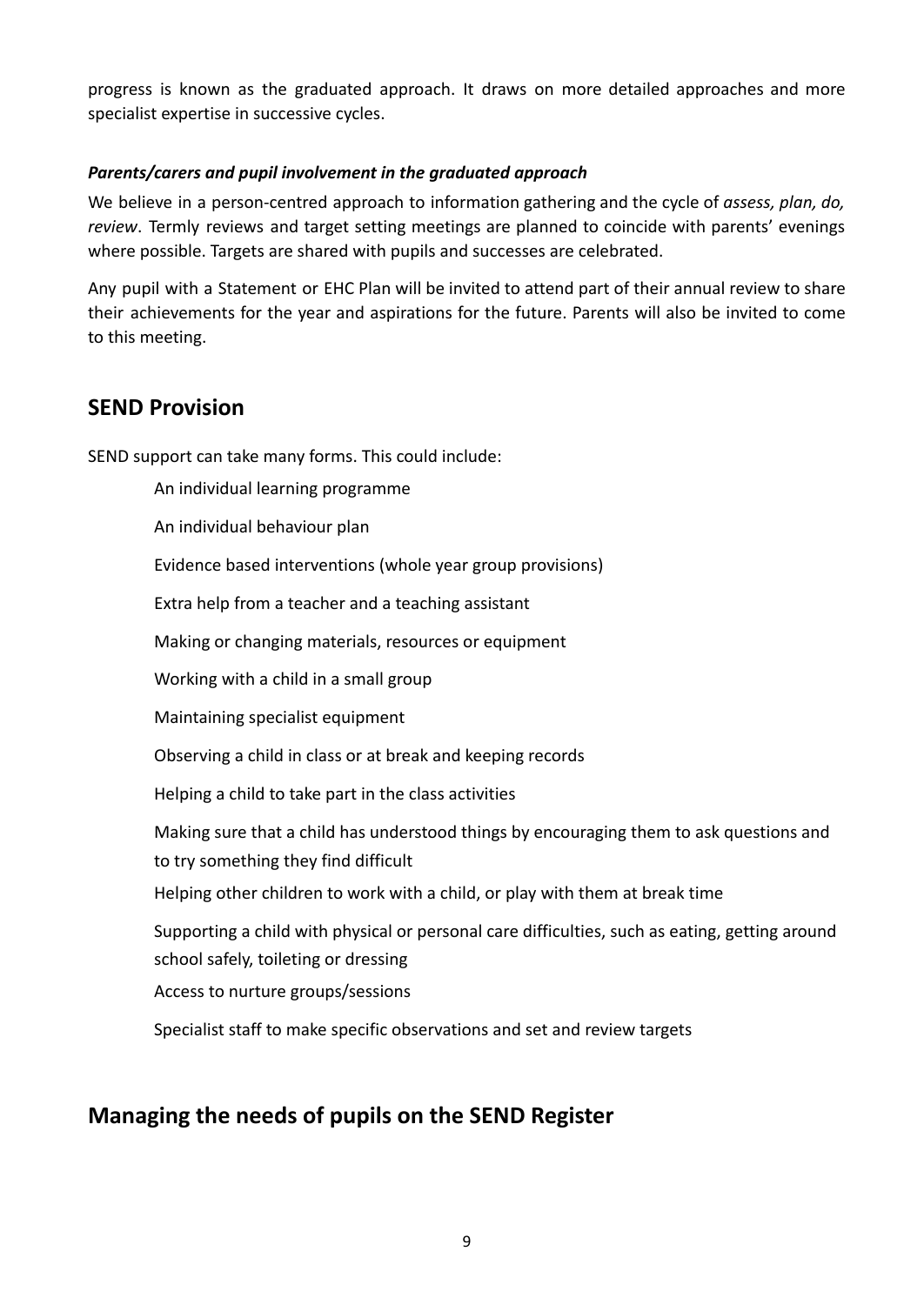progress is known as the graduated approach. It draws on more detailed approaches and more specialist expertise in successive cycles.

### *Parents/carers and pupil involvement in the graduated approach*

We believe in a person-centred approach to information gathering and the cycle of *assess, plan, do, review*. Termly reviews and target setting meetings are planned to coincide with parents' evenings where possible. Targets are shared with pupils and successes are celebrated.

Any pupil with a Statement or EHC Plan will be invited to attend part of their annual review to share their achievements for the year and aspirations for the future. Parents will also be invited to come to this meeting.

## SEND Provision

SEND support can take many forms. This could include:

- An individual learning programme
- An individual behaviour plan
- Evidence based interventions (whole year group provisions)
- Extra help from a teacher and a teaching assistant
- Making or changing materials, resources or equipment
- Working with a child in a small group
- Maintaining specialist equipment
- Observing a child in class or at break and keeping records
- Helping a child to take part in the class activities
- Making sure that a child has understood things by encouraging them to ask questions and to try something they find difficult
- Helping other children to work with a child, or play with them at break time
- Supporting a child with physical or personal care difficulties, such as eating, getting around school safely, toileting or dressing
- Access to nurture groups/sessions
- Specialist staff to make specific observations and set and review targets

## Managing the needs of pupils on the SEND Register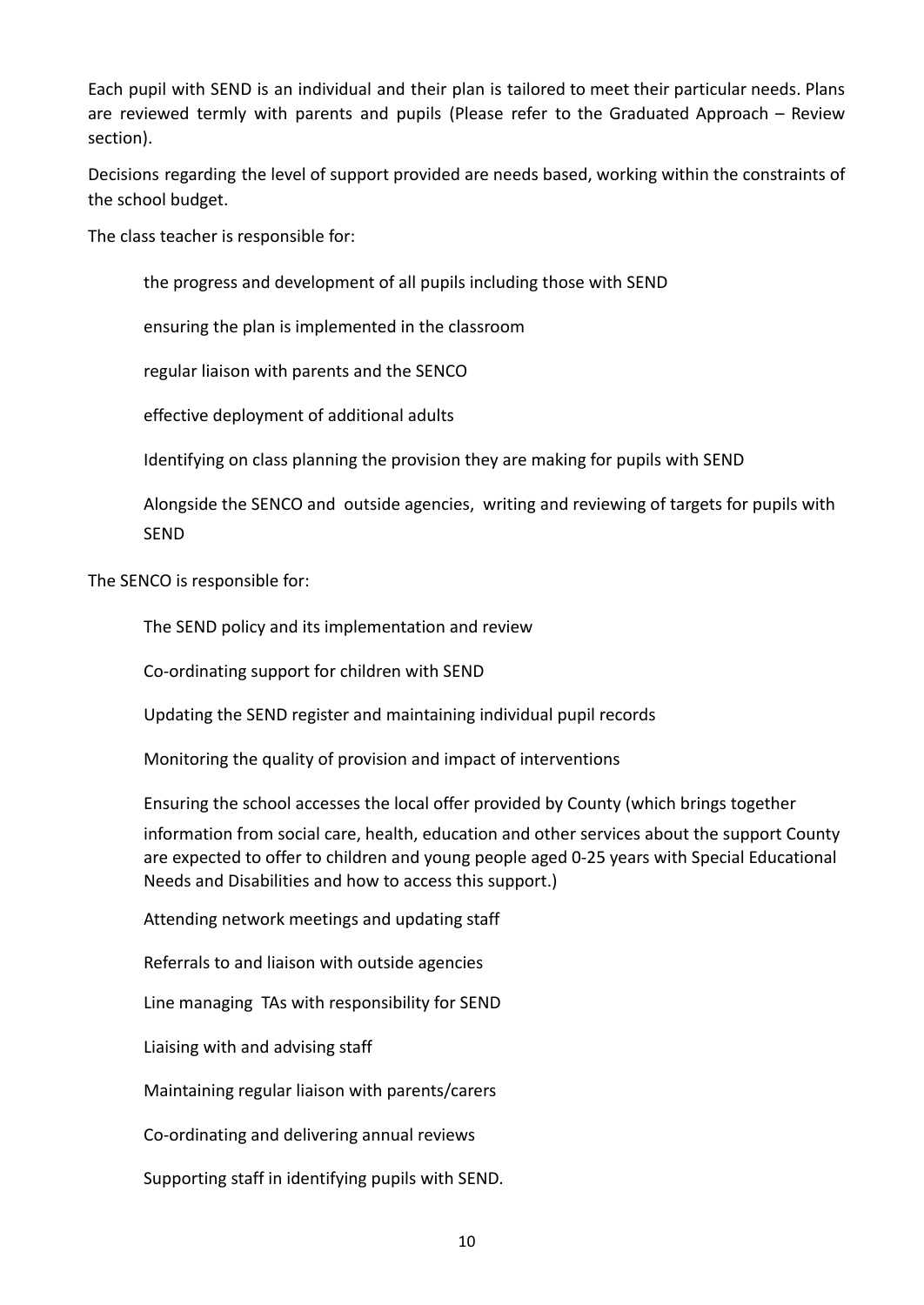Each pupil with SEND is an individual and their plan is tailored to meet their particular needs. Plans are reviewed termly with parents and pupils (Please refer to the Graduated Approach – Review section).

Decisions regarding the level of support provided are needs based, working within the constraints of the school budget.

The class teacher is responsible for:

- the progress and development of all pupils including those with SEND
- ensuring the plan is implemented in the classroom
- regular liaison with parents and the SENCO
- effective deployment of additional adults
- Identifying on class planning the provision they are making for pupils with SEND
- Alongside the SENCO and outside agencies, writing and reviewing of targets for pupils with SEND

The SENCO is responsible for:

- The SEND policy and its implementation and review
- Co-ordinating support for children with SEND
- Updating the SEND register and maintaining individual pupil records
- Monitoring the quality of provision and impact of interventions
- Ensuring the school accesses the local offer provided by County (which brings together information from social care, health, education and other services about the support County are expected to offer to children and young people aged 0-25 years with Special Educational Needs and Disabilities and how to access this support.)
- Attending network meetings and updating staff
- Referrals to and liaison with outside agencies
- Line managing TAs with responsibility for SEND
- Liaising with and advising staff
- Maintaining regular liaison with parents/carers
- Co-ordinating and delivering annual reviews
- Supporting staff in identifying pupils with SEND.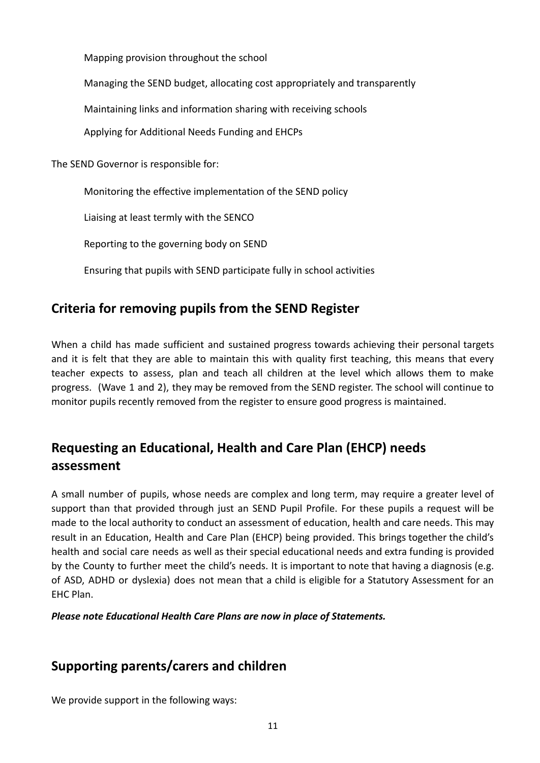- Mapping provision throughout the school
- Managing the SEND budget, allocating cost appropriately and transparently
- Maintaining links and information sharing with receiving schools
- Applying for Additional Needs Funding and EHCPs

The SEND Governor is responsible for:

- Monitoring the effective implementation of the SEND policy
- Liaising at least termly with the SENCO
- Reporting to the governing body on SEND
- Ensuring that pupils with SEND participate fully in school activities

## Criteria for removing pupils from the SEND Register

When a child has made sufficient and sustained progress towards achieving their personal targets and it is felt that they are able to maintain this with quality first teaching, this means that every teacher expects to assess, plan and teach all children at the level which allows them to make progress. (Wave 1 and 2), they may be removed from the SEND register. The school will continue to monitor pupils recently removed from the register to ensure good progress is maintained.

## Requesting an Educational, Health and Care Plan (EHCP) needs assessment

A small number of pupils, whose needs are complex and long term, may require a greater level of support than that provided through just an SEND Pupil Profile. For these pupils a request will be made to the local authority to conduct an assessment of education, health and care needs. This may result in an Education, Health and Care Plan (EHCP) being provided. This brings together the child's health and social care needs as well as their special educational needs and extra funding is provided by the County to further meet the child's needs. It is important to note that having a diagnosis (e.g. of ASD, ADHD or dyslexia) does not mean that a child is eligible for a Statutory Assessment for an EHC Plan.

***Please note Educational Health Care Plans are now in place of Statements.***

## Supporting parents/carers and children

We provide support in the following ways: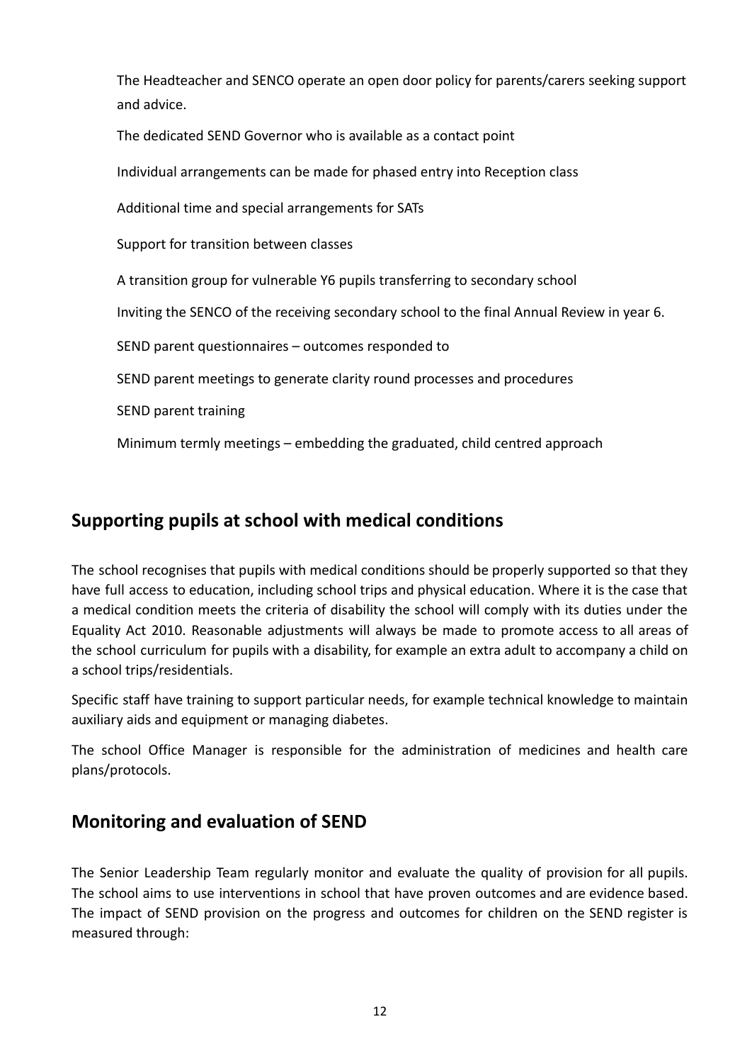The Headteacher and SENCO operate an open door policy for parents/carers seeking support and advice.

The dedicated SEND Governor who is available as a contact point

Individual arrangements can be made for phased entry into Reception class

Additional time and special arrangements for SATs

Support for transition between classes

A transition group for vulnerable Y6 pupils transferring to secondary school

Inviting the SENCO of the receiving secondary school to the final Annual Review in year 6.

SEND parent questionnaires – outcomes responded to

SEND parent meetings to generate clarity round processes and procedures

SEND parent training

Minimum termly meetings – embedding the graduated, child centred approach

## Supporting pupils at school with medical conditions

The school recognises that pupils with medical conditions should be properly supported so that they have full access to education, including school trips and physical education. Where it is the case that a medical condition meets the criteria of disability the school will comply with its duties under the Equality Act 2010. Reasonable adjustments will always be made to promote access to all areas of the school curriculum for pupils with a disability, for example an extra adult to accompany a child on a school trips/residentials.

Specific staff have training to support particular needs, for example technical knowledge to maintain auxiliary aids and equipment or managing diabetes.

The school Office Manager is responsible for the administration of medicines and health care plans/protocols.

## Monitoring and evaluation of SEND

The Senior Leadership Team regularly monitor and evaluate the quality of provision for all pupils. The school aims to use interventions in school that have proven outcomes and are evidence based. The impact of SEND provision on the progress and outcomes for children on the SEND register is measured through: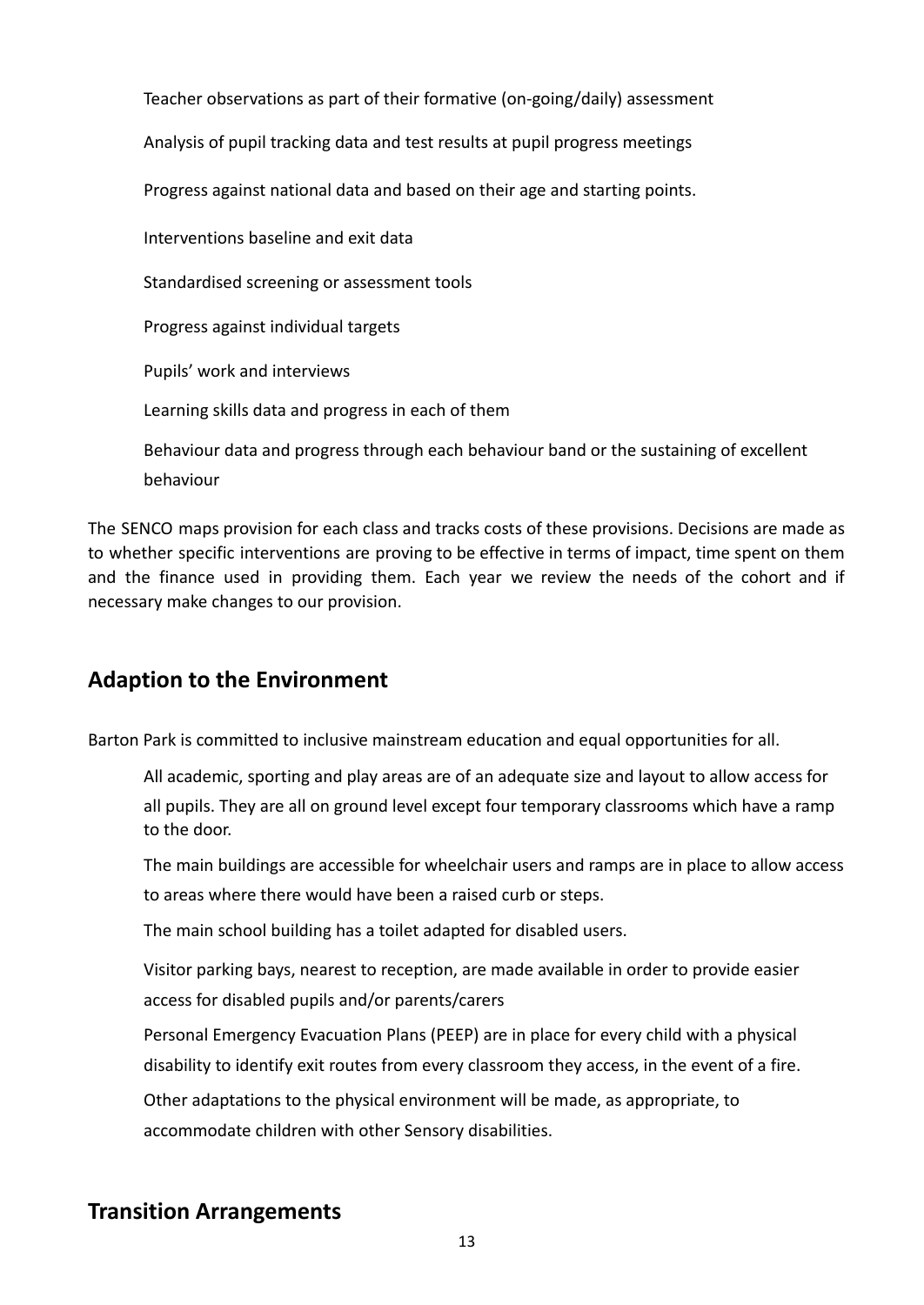- Teacher observations as part of their formative (on-going/daily) assessment
- Analysis of pupil tracking data and test results at pupil progress meetings
- Progress against national data and based on their age and starting points.
- Interventions baseline and exit data
- Standardised screening or assessment tools
- Progress against individual targets
- Pupils' work and interviews
- Learning skills data and progress in each of them
- Behaviour data and progress through each behaviour band or the sustaining of excellent behaviour

The SENCO maps provision for each class and tracks costs of these provisions. Decisions are made as to whether specific interventions are proving to be effective in terms of impact, time spent on them and the finance used in providing them. Each year we review the needs of the cohort and if necessary make changes to our provision.

## Adaption to the Environment

Barton Park is committed to inclusive mainstream education and equal opportunities for all.

- All academic, sporting and play areas are of an adequate size and layout to allow access for all pupils. They are all on ground level except four temporary classrooms which have a ramp to the door.
- The main buildings are accessible for wheelchair users and ramps are in place to allow access to areas where there would have been a raised curb or steps.
- The main school building has a toilet adapted for disabled users.
- Visitor parking bays, nearest to reception, are made available in order to provide easier access for disabled pupils and/or parents/carers
- Personal Emergency Evacuation Plans (PEEP) are in place for every child with a physical disability to identify exit routes from every classroom they access, in the event of a fire.
- Other adaptations to the physical environment will be made, as appropriate, to accommodate children with other Sensory disabilities.

## Transition Arrangements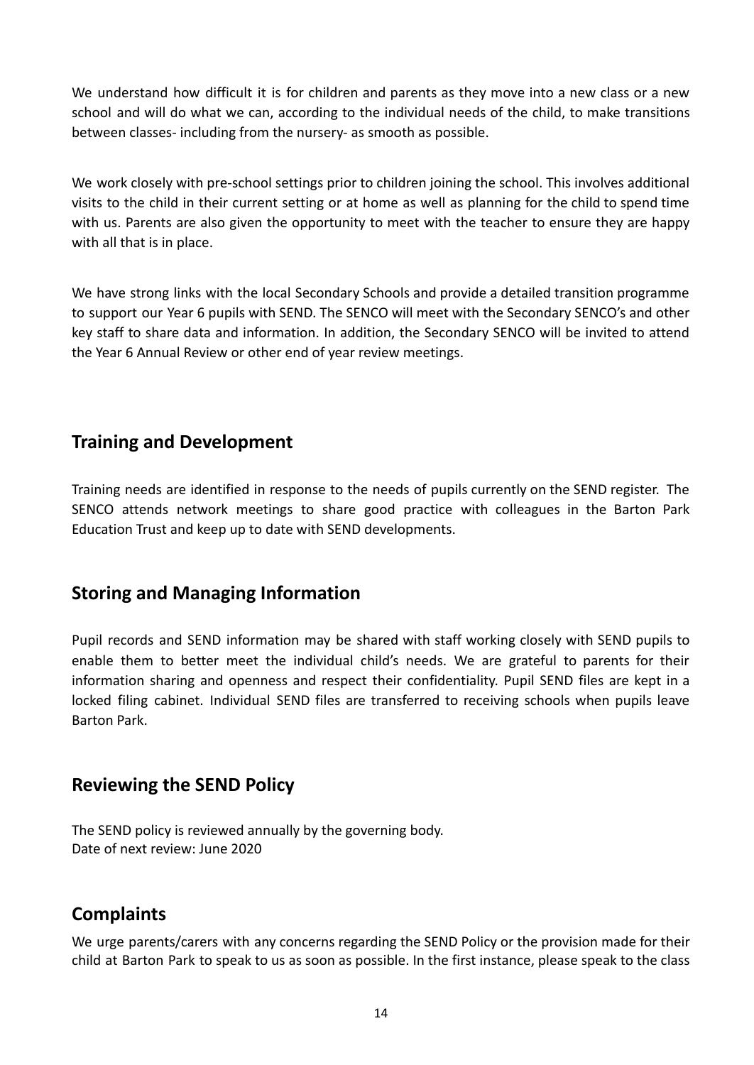We understand how difficult it is for children and parents as they move into a new class or a new school and will do what we can, according to the individual needs of the child, to make transitions between classes- including from the nursery- as smooth as possible.

We work closely with pre-school settings prior to children joining the school. This involves additional visits to the child in their current setting or at home as well as planning for the child to spend time with us. Parents are also given the opportunity to meet with the teacher to ensure they are happy with all that is in place.

We have strong links with the local Secondary Schools and provide a detailed transition programme to support our Year 6 pupils with SEND. The SENCO will meet with the Secondary SENCO's and other key staff to share data and information. In addition, the Secondary SENCO will be invited to attend the Year 6 Annual Review or other end of year review meetings.

## Training and Development

Training needs are identified in response to the needs of pupils currently on the SEND register. The SENCO attends network meetings to share good practice with colleagues in the Barton Park Education Trust and keep up to date with SEND developments.

## Storing and Managing Information

Pupil records and SEND information may be shared with staff working closely with SEND pupils to enable them to better meet the individual child's needs. We are grateful to parents for their information sharing and openness and respect their confidentiality. Pupil SEND files are kept in a locked filing cabinet. Individual SEND files are transferred to receiving schools when pupils leave Barton Park.

## Reviewing the SEND Policy

The SEND policy is reviewed annually by the governing body.
Date of next review: June 2020

## Complaints

We urge parents/carers with any concerns regarding the SEND Policy or the provision made for their child at Barton Park to speak to us as soon as possible. In the first instance, please speak to the class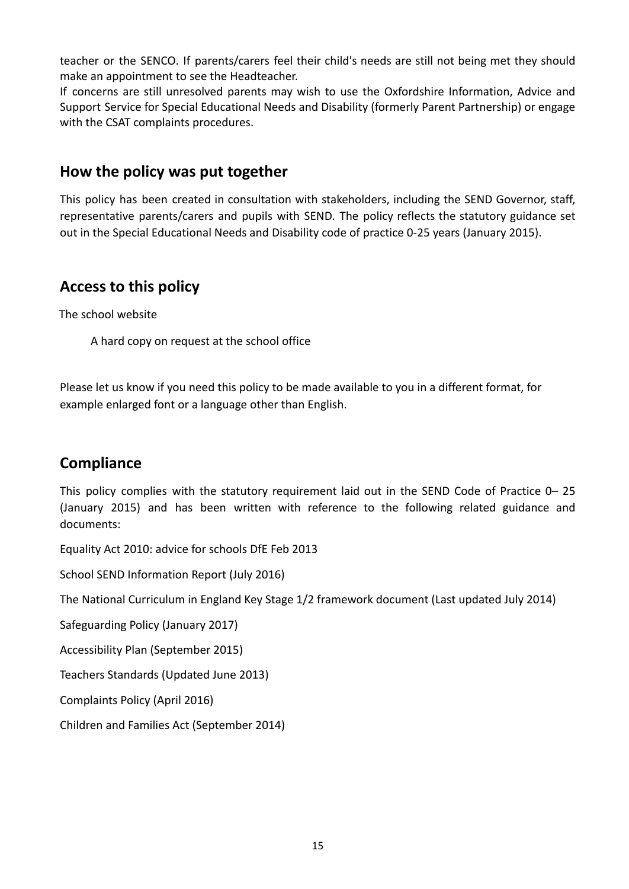teacher or the SENCO. If parents/carers feel their child's needs are still not being met they should make an appointment to see the Headteacher.

If concerns are still unresolved parents may wish to use the Oxfordshire Information, Advice and Support Service for Special Educational Needs and Disability (formerly Parent Partnership) or engage with the CSAT complaints procedures.

## How the policy was put together

This policy has been created in consultation with stakeholders, including the SEND Governor, staff, representative parents/carers and pupils with SEND. The policy reflects the statutory guidance set out in the Special Educational Needs and Disability code of practice 0-25 years (January 2015).

## Access to this policy

The school website

A hard copy on request at the school office

Please let us know if you need this policy to be made available to you in a different format, for example enlarged font or a language other than English.

## Compliance

This policy complies with the statutory requirement laid out in the SEND Code of Practice 0– 25 (January 2015) and has been written with reference to the following related guidance and documents:

Equality Act 2010: advice for schools DfE Feb 2013

School SEND Information Report (July 2016)

The National Curriculum in England Key Stage 1/2 framework document (Last updated July 2014)

Safeguarding Policy (January 2017)

Accessibility Plan (September 2015)

Teachers Standards (Updated June 2013)

Complaints Policy (April 2016)

Children and Families Act (September 2014)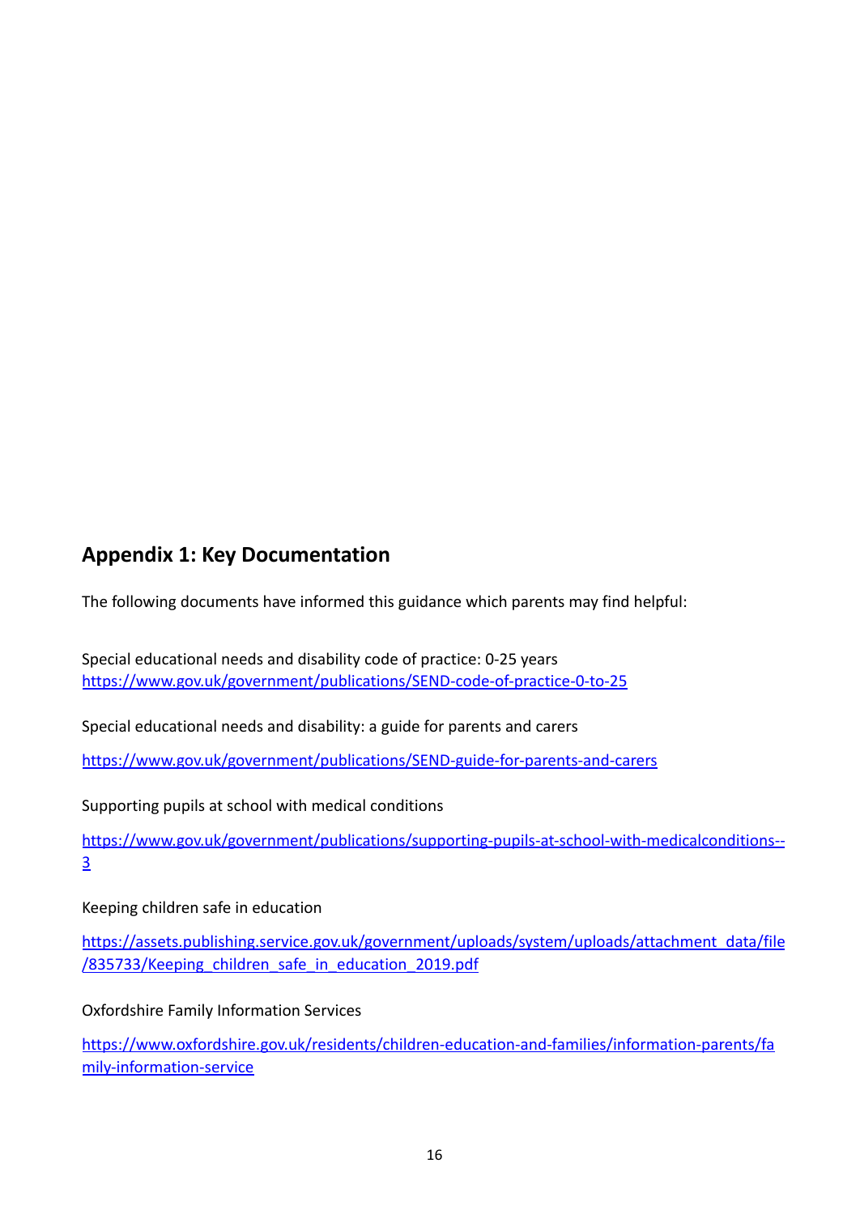## Appendix 1: Key Documentation

The following documents have informed this guidance which parents may find helpful:

Special educational needs and disability code of practice: 0-25 years
https://www.gov.uk/government/publications/SEND-code-of-practice-0-to-25

Special educational needs and disability: a guide for parents and carers

https://www.gov.uk/government/publications/SEND-guide-for-parents-and-carers

Supporting pupils at school with medical conditions

https://www.gov.uk/government/publications/supporting-pupils-at-school-with-medicalconditions--3

Keeping children safe in education

https://assets.publishing.service.gov.uk/government/uploads/system/uploads/attachment_data/file/835733/Keeping_children_safe_in_education_2019.pdf

Oxfordshire Family Information Services

https://www.oxfordshire.gov.uk/residents/children-education-and-families/information-parents/family-information-service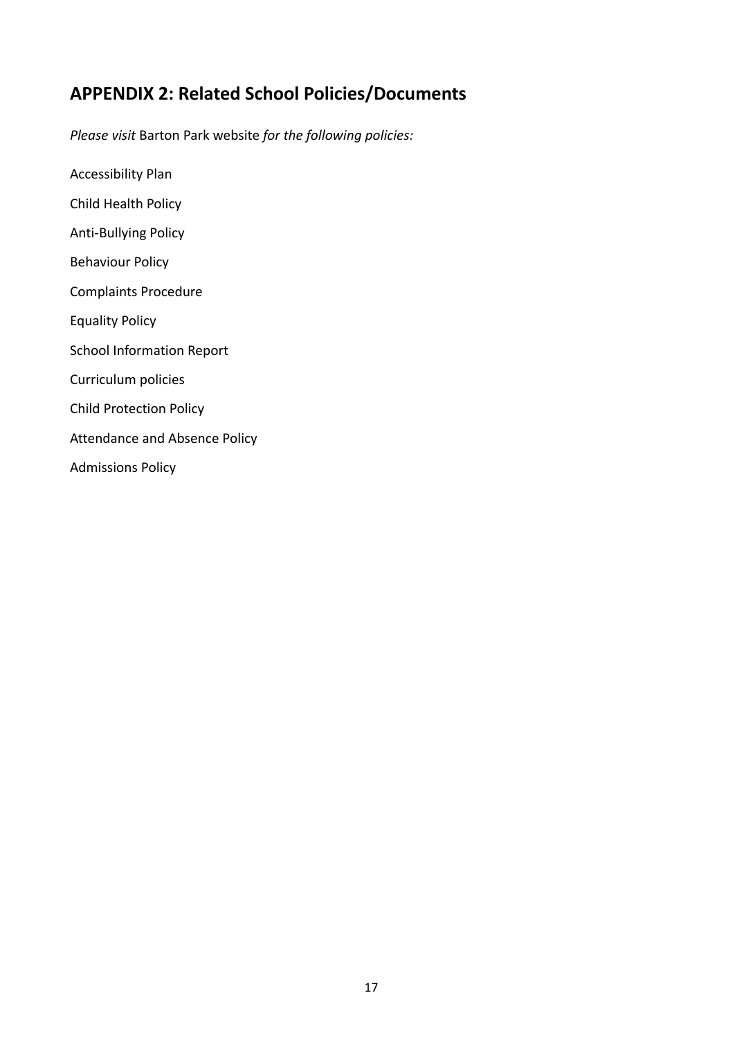## APPENDIX 2: Related School Policies/Documents

*Please visit* Barton Park website *for the following policies:*

Accessibility Plan

Child Health Policy

Anti-Bullying Policy

Behaviour Policy

Complaints Procedure

Equality Policy

School Information Report

Curriculum policies

Child Protection Policy

Attendance and Absence Policy

Admissions Policy